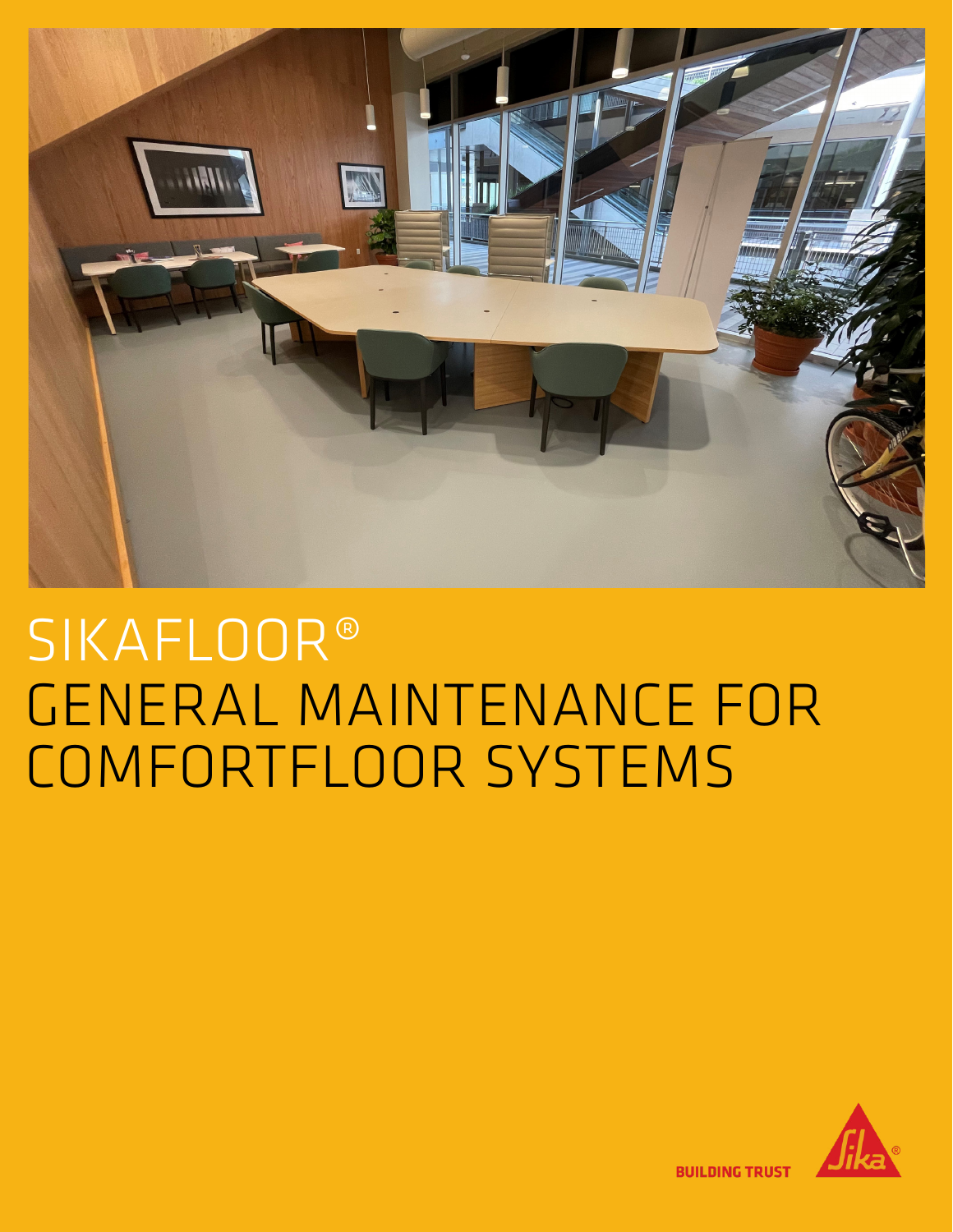# SIKAFLOOR®

# GENERAL MAINTENANCE FOR COMFORTFLOOR SYSTEMS

BUILDING TRUST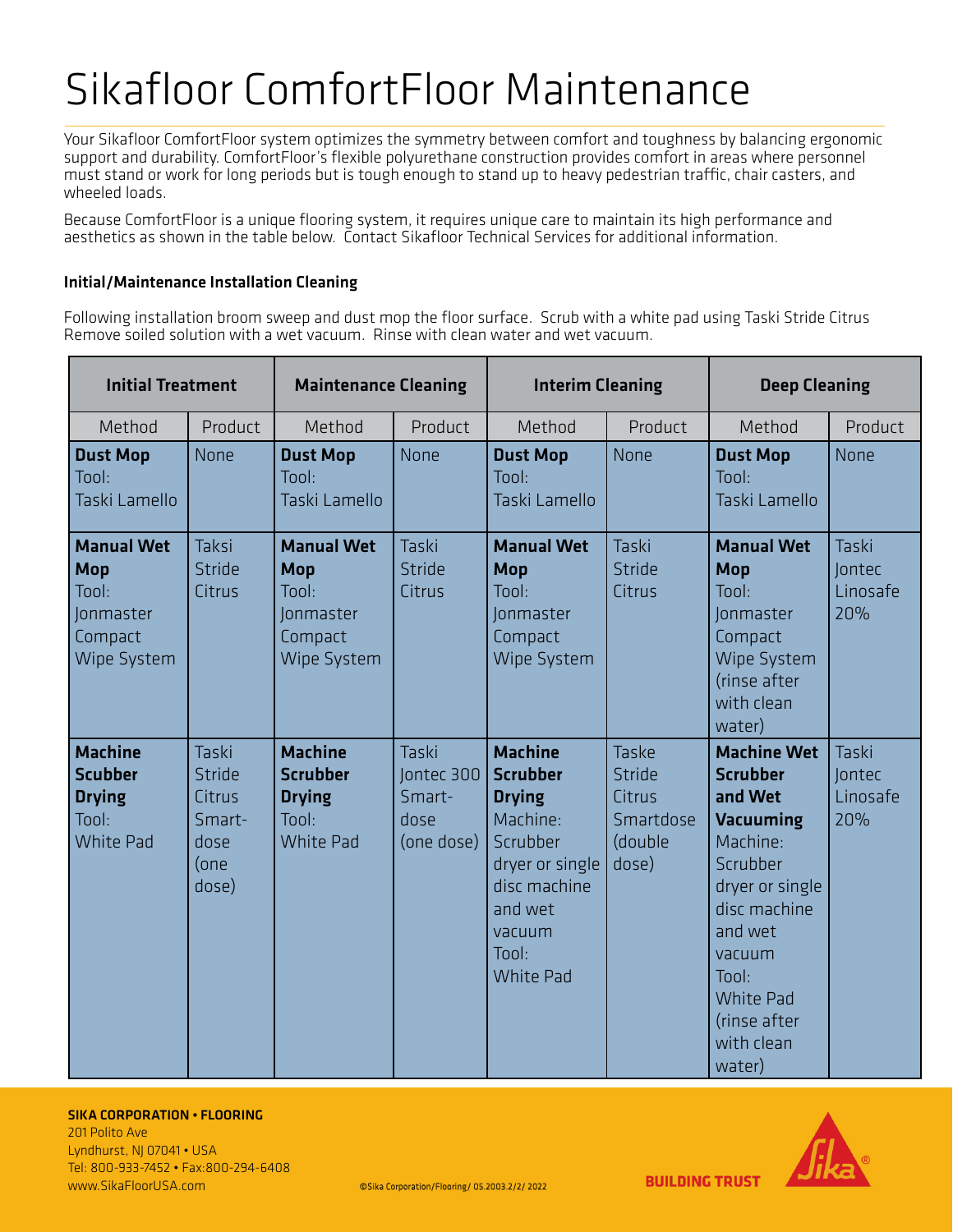# Sikafloor ComfortFloor Maintenance

Your Sikafloor ComfortFloor system optimizes the symmetry between comfort and toughness by balancing ergonomic support and durability. ComfortFloor's flexible polyurethane construction provides comfort in areas where personnel must stand or work for long periods but is tough enough to stand up to heavy pedestrian traffic, chair casters, and wheeled loads.

Because ComfortFloor is a unique flooring system, it requires unique care to maintain its high performance and aesthetics as shown in the table below. Contact Sikafloor Technical Services for additional information.

### Initial/Maintenance Installation Cleaning

Following installation broom sweep and dust mop the floor surface. Scrub with a white pad using Taski Stride Citrus Remove soiled solution with a wet vacuum. Rinse with clean water and wet vacuum.

| Initial Treatment | | Maintenance Cleaning | | Interim Cleaning | | Deep Cleaning | |
|---|---|---|---|---|---|---|---|
| Method | Product | Method | Product | Method | Product | Method | Product |
| **Dust Mop** Tool: Taski Lamello | None | **Dust Mop** Tool: Taski Lamello | None | **Dust Mop** Tool: Taski Lamello | None | **Dust Mop** Tool: Taski Lamello | None |
| **Manual Wet Mop** Tool: Jonmaster Compact Wipe System | Taksi Stride Citrus | **Manual Wet Mop** Tool: Jonmaster Compact Wipe System | Taski Stride Citrus | **Manual Wet Mop** Tool: Jonmaster Compact Wipe System | Taski Stride Citrus | **Manual Wet Mop** Tool: Jonmaster Compact Wipe System (rinse after with clean water) | Taski Jontec Linosafe 20% |
| **Machine Scubber Drying** Tool: White Pad | Taski Stride Citrus Smart-dose (one dose) | **Machine Scubber Drying** Tool: White Pad | Taski Jontec 300 Smart-dose (one dose) | **Machine Scrubber Drying** Machine: Scrubber dryer or single disc machine and wet vacuum Tool: White Pad | Taske Stride Citrus Smartdose (double dose) | **Machine Wet Scrubber and Wet Vacuuming** Machine: Scrubber dryer or single disc machine and wet vacuum Tool: White Pad (rinse after with clean water) | Taski Jontec Linosafe 20% |

**SIKA CORPORATION • FLOORING**
201 Polito Ave
Lyndhurst, NJ 07041 • USA
Tel: 800-933-7452 • Fax:800-294-6408
www.SikaFloorUSA.com

©Sika Corporation/Flooring/ 05.2003.2/2/ 2022

BUILDING TRUST